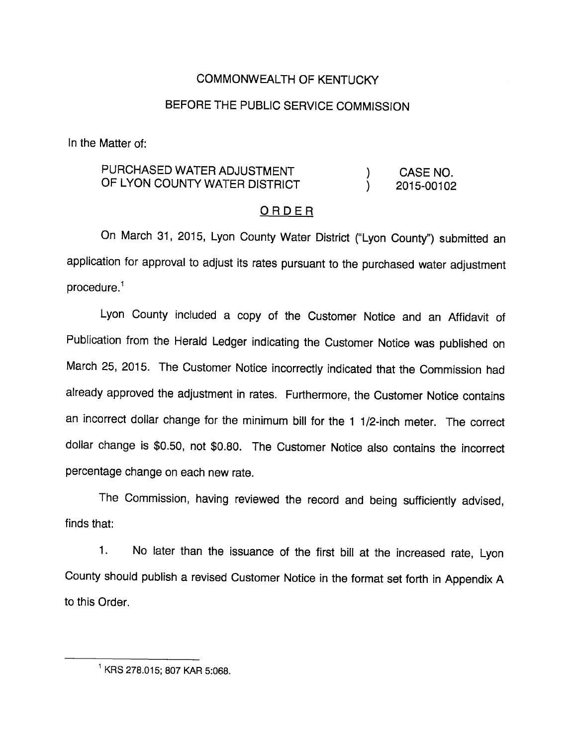COMMONWEALTH OF KENTUCKY

BEFORE THE PUBLIC SERVICE COMMISSION

In the Matter of:

| | | |
|---|---|---|
| PURCHASED WATER ADJUSTMENT OF LYON COUNTY WATER DISTRICT | ) ) | CASE NO. 2015-00102 |

ORDER

On March 31, 2015, Lyon County Water District ("Lyon County") submitted an application for approval to adjust its rates pursuant to the purchased water adjustment procedure.[1]

Lyon County included a copy of the Customer Notice and an Affidavit of Publication from the Herald Ledger indicating the Customer Notice was published on March 25, 2015. The Customer Notice incorrectly indicated that the Commission had already approved the adjustment in rates. Furthermore, the Customer Notice contains an incorrect dollar change for the minimum bill for the 1 1/2-inch meter. The correct dollar change is $0.50, not $0.80. The Customer Notice also contains the incorrect percentage change on each new rate.

The Commission, having reviewed the record and being sufficiently advised, finds that:

1. No later than the issuance of the first bill at the increased rate, Lyon County should publish a revised Customer Notice in the format set forth in Appendix A to this Order.

[1] KRS 278.015; 807 KAR 5:068.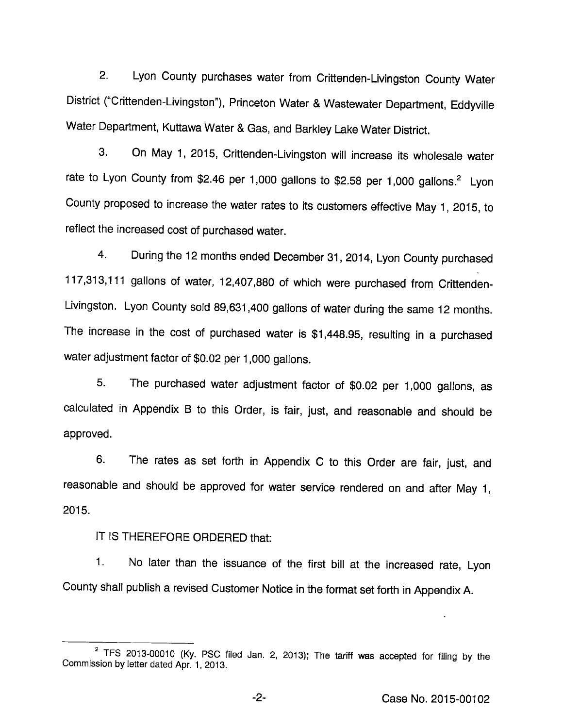2. Lyon County purchases water from Crittenden-Livingston County Water District ("Crittenden-Livingston"), Princeton Water & Wastewater Department, Eddyville Water Department, Kuttawa Water & Gas, and Barkley Lake Water District.

3. On May 1, 2015, Crittenden-Livingston will increase its wholesale water rate to Lyon County from $2.46 per 1,000 gallons to $2.58 per 1,000 gallons.[2] Lyon County proposed to increase the water rates to its customers effective May 1, 2015, to reflect the increased cost of purchased water.

4. During the 12 months ended December 31, 2014, Lyon County purchased 117,313,111 gallons of water, 12,407,880 of which were purchased from Crittenden-Livingston. Lyon County sold 89,631,400 gallons of water during the same 12 months. The increase in the cost of purchased water is $1,448.95, resulting in a purchased water adjustment factor of $0.02 per 1,000 gallons.

5. The purchased water adjustment factor of $0.02 per 1,000 gallons, as calculated in Appendix B to this Order, is fair, just, and reasonable and should be approved.

6. The rates as set forth in Appendix C to this Order are fair, just, and reasonable and should be approved for water service rendered on and after May 1, 2015.

IT IS THEREFORE ORDERED that:

1. No later than the issuance of the first bill at the increased rate, Lyon County shall publish a revised Customer Notice in the format set forth in Appendix A.

---

[2] TFS 2013-00010 (Ky. PSC filed Jan. 2, 2013); The tariff was accepted for filing by the Commission by letter dated Apr. 1, 2013.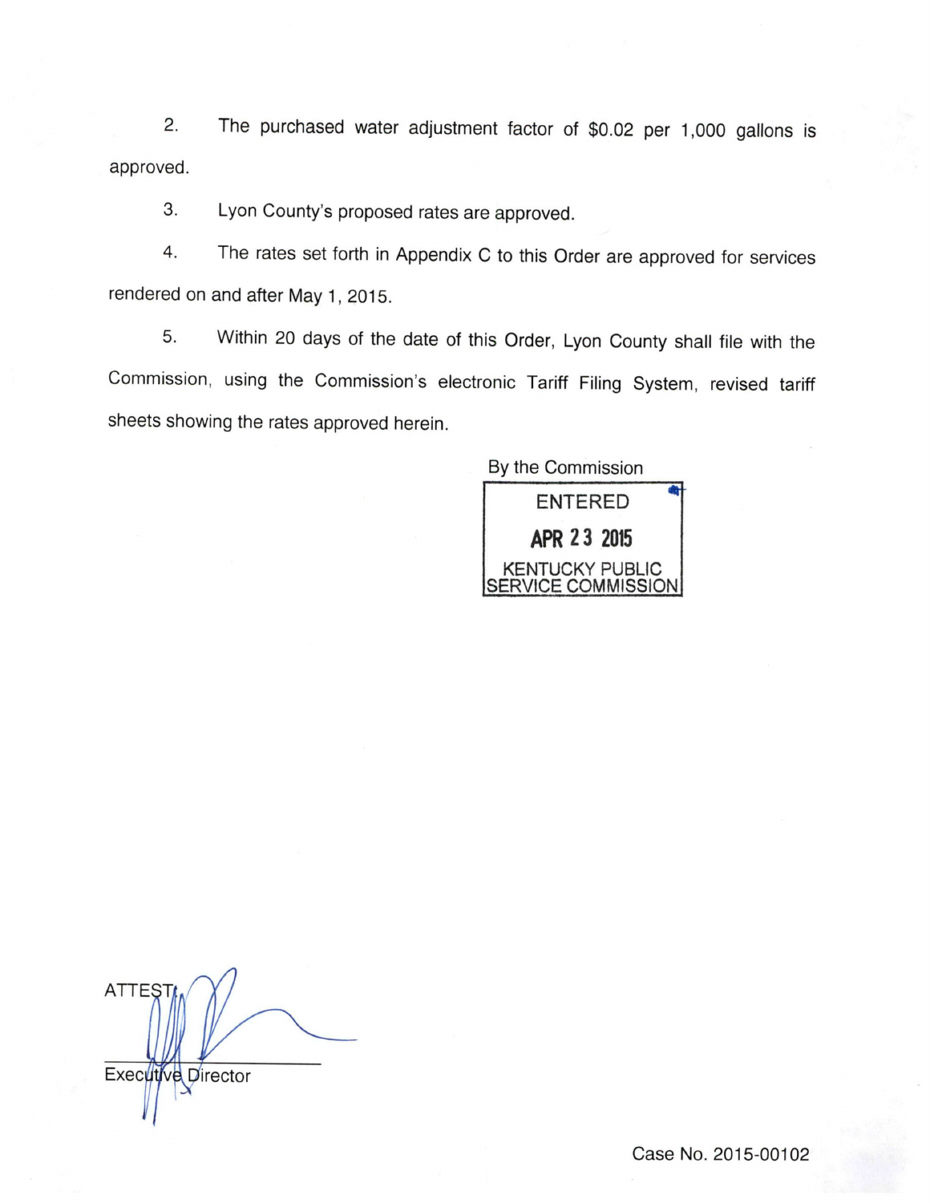2. The purchased water adjustment factor of $0.02 per 1,000 gallons is approved.

3. Lyon County's proposed rates are approved.

4. The rates set forth in Appendix C to this Order are approved for services rendered on and after May 1, 2015.

5. Within 20 days of the date of this Order, Lyon County shall file with the Commission, using the Commission's electronic Tariff Filing System, revised tariff sheets showing the rates approved herein.

By the Commission

ENTERED

APR 23 2015

KENTUCKY PUBLIC SERVICE COMMISSION

ATTEST:

Executive Director

Case No. 2015-00102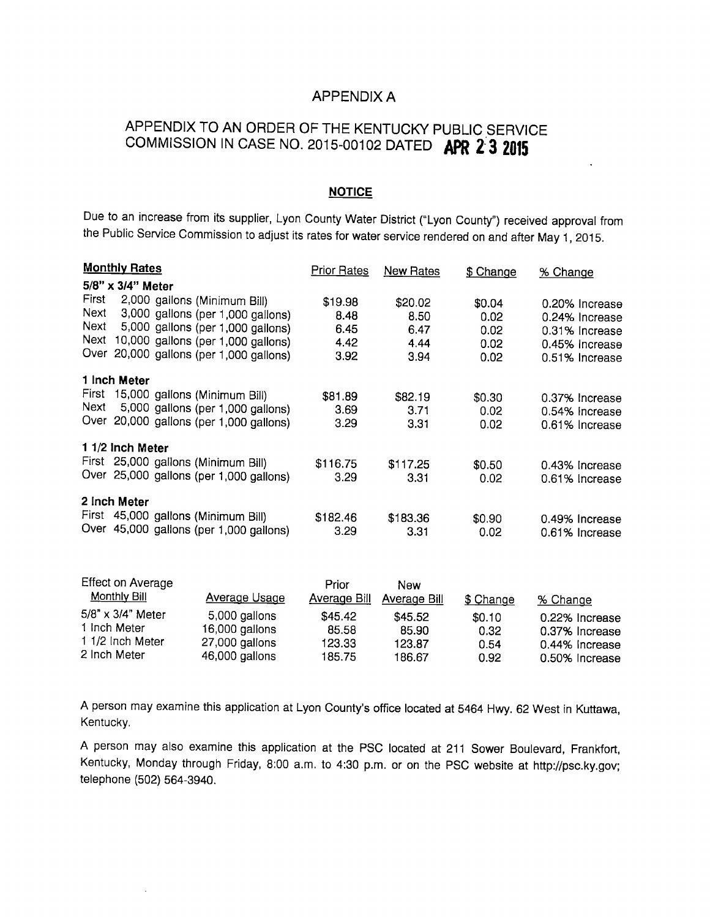# APPENDIX A

## APPENDIX TO AN ORDER OF THE KENTUCKY PUBLIC SERVICE COMMISSION IN CASE NO. 2015-00102 DATED APR 23 2015

### NOTICE

Due to an increase from its supplier, Lyon County Water District ("Lyon County") received approval from the Public Service Commission to adjust its rates for water service rendered on and after May 1, 2015.

| Monthly Rates | Prior Rates | New Rates | $ Change | % Change |
|---|---|---|---|---|
| **5/8" x 3/4" Meter** | | | | |
| First 2,000 gallons (Minimum Bill) | $19.98 | $20.02 | $0.04 | 0.20% Increase |
| Next 3,000 gallons (per 1,000 gallons) | 8.48 | 8.50 | 0.02 | 0.24% Increase |
| Next 5,000 gallons (per 1,000 gallons) | 6.45 | 6.47 | 0.02 | 0.31% Increase |
| Next 10,000 gallons (per 1,000 gallons) | 4.42 | 4.44 | 0.02 | 0.45% Increase |
| Over 20,000 gallons (per 1,000 gallons) | 3.92 | 3.94 | 0.02 | 0.51% Increase |
| **1 Inch Meter** | | | | |
| First 15,000 gallons (Minimum Bill) | $81.89 | $82.19 | $0.30 | 0.37% Increase |
| Next 5,000 gallons (per 1,000 gallons) | 3.69 | 3.71 | 0.02 | 0.54% Increase |
| Over 20,000 gallons (per 1,000 gallons) | 3.29 | 3.31 | 0.02 | 0.61% Increase |
| **1 1/2 Inch Meter** | | | | |
| First 25,000 gallons (Minimum Bill) | $116.75 | $117.25 | $0.50 | 0.43% Increase |
| Over 25,000 gallons (per 1,000 gallons) | 3.29 | 3.31 | 0.02 | 0.61% Increase |
| **2 Inch Meter** | | | | |
| First 45,000 gallons (Minimum Bill) | $182.46 | $183.36 | $0.90 | 0.49% Increase |
| Over 45,000 gallons (per 1,000 gallons) | 3.29 | 3.31 | 0.02 | 0.61% Increase |

| Effect on Average Monthly Bill | Average Usage | Prior Average Bill | New Average Bill | $ Change | % Change |
|---|---|---|---|---|---|
| 5/8" x 3/4" Meter | 5,000 gallons | $45.42 | $45.52 | $0.10 | 0.22% Increase |
| 1 Inch Meter | 16,000 gallons | 85.58 | 85.90 | 0.32 | 0.37% Increase |
| 1 1/2 Inch Meter | 27,000 gallons | 123.33 | 123.87 | 0.54 | 0.44% Increase |
| 2 Inch Meter | 46,000 gallons | 185.75 | 186.67 | 0.92 | 0.50% Increase |

A person may examine this application at Lyon County's office located at 5464 Hwy. 62 West in Kuttawa, Kentucky.

A person may also examine this application at the PSC located at 211 Sower Boulevard, Frankfort, Kentucky, Monday through Friday, 8:00 a.m. to 4:30 p.m. or on the PSC website at http://psc.ky.gov; telephone (502) 564-3940.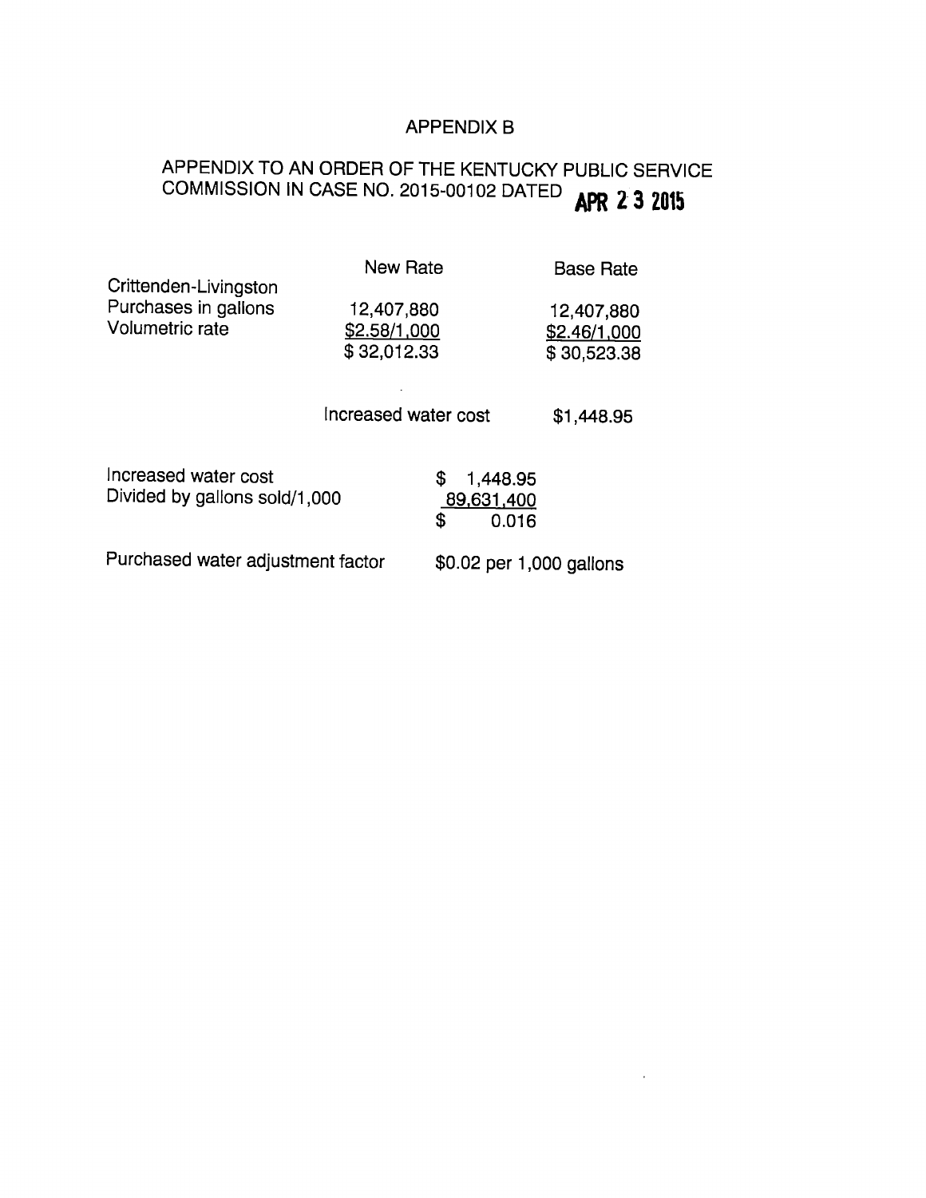# APPENDIX B

## APPENDIX TO AN ORDER OF THE KENTUCKY PUBLIC SERVICE COMMISSION IN CASE NO. 2015-00102 DATED APR 23 2015

| | New Rate | Base Rate |
|---|---|---|
| Crittenden-Livingston | | |
| Purchases in gallons | 12,407,880 | 12,407,880 |
| Volumetric rate | $2.58/1,000 | $2.46/1,000 |
| | $ 32,012.33 | $ 30,523.38 |
| | Increased water cost | $1,448.95 |

| | |
|---|---|
| Increased water cost | $ 1,448.95 |
| Divided by gallons sold/1,000 | 89,631,400 |
| | $ 0.016 |

Purchased water adjustment factor $0.02 per 1,000 gallons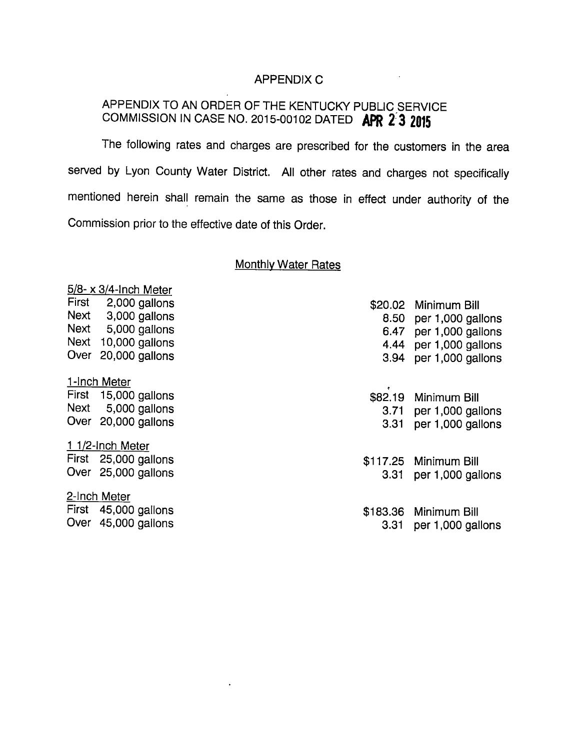# APPENDIX C

## APPENDIX TO AN ORDER OF THE KENTUCKY PUBLIC SERVICE COMMISSION IN CASE NO. 2015-00102 DATED APR 23 2015

The following rates and charges are prescribed for the customers in the area served by Lyon County Water District. All other rates and charges not specifically mentioned herein shall remain the same as those in effect under authority of the Commission prior to the effective date of this Order.

### Monthly Water Rates

| 5/8- x 3/4-Inch Meter | | |
|---|---|---|
| First 2,000 gallons | $20.02 | Minimum Bill |
| Next 3,000 gallons | 8.50 | per 1,000 gallons |
| Next 5,000 gallons | 6.47 | per 1,000 gallons |
| Next 10,000 gallons | 4.44 | per 1,000 gallons |
| Over 20,000 gallons | 3.94 | per 1,000 gallons |
| **1-Inch Meter** | | |
| First 15,000 gallons | $82.19 | Minimum Bill |
| Next 5,000 gallons | 3.71 | per 1,000 gallons |
| Over 20,000 gallons | 3.31 | per 1,000 gallons |
| **1 1/2-Inch Meter** | | |
| First 25,000 gallons | $117.25 | Minimum Bill |
| Over 25,000 gallons | 3.31 | per 1,000 gallons |
| **2-Inch Meter** | | |
| First 45,000 gallons | $183.36 | Minimum Bill |
| Over 45,000 gallons | 3.31 | per 1,000 gallons |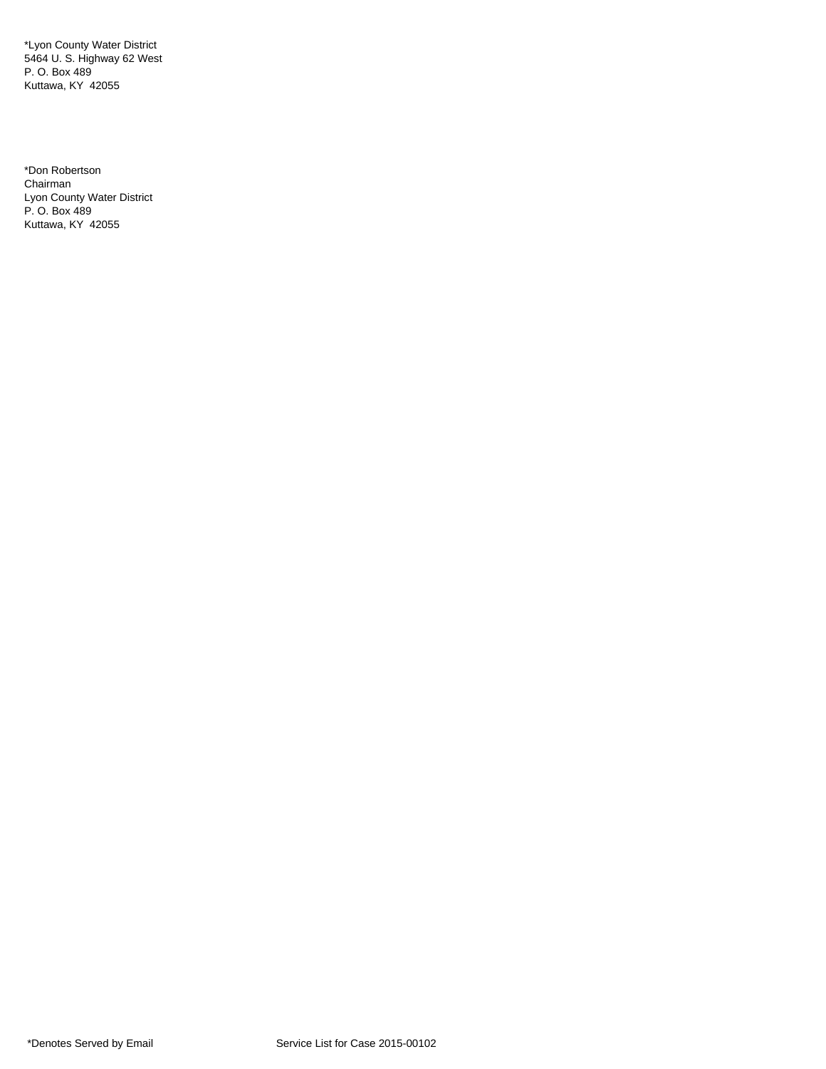*Lyon County Water District
5464 U. S. Highway 62 West
P. O. Box 489
Kuttawa, KY  42055

*Don Robertson
Chairman
Lyon County Water District
P. O. Box 489
Kuttawa, KY  42055

*Denotes Served by Email

Service List for Case 2015-00102